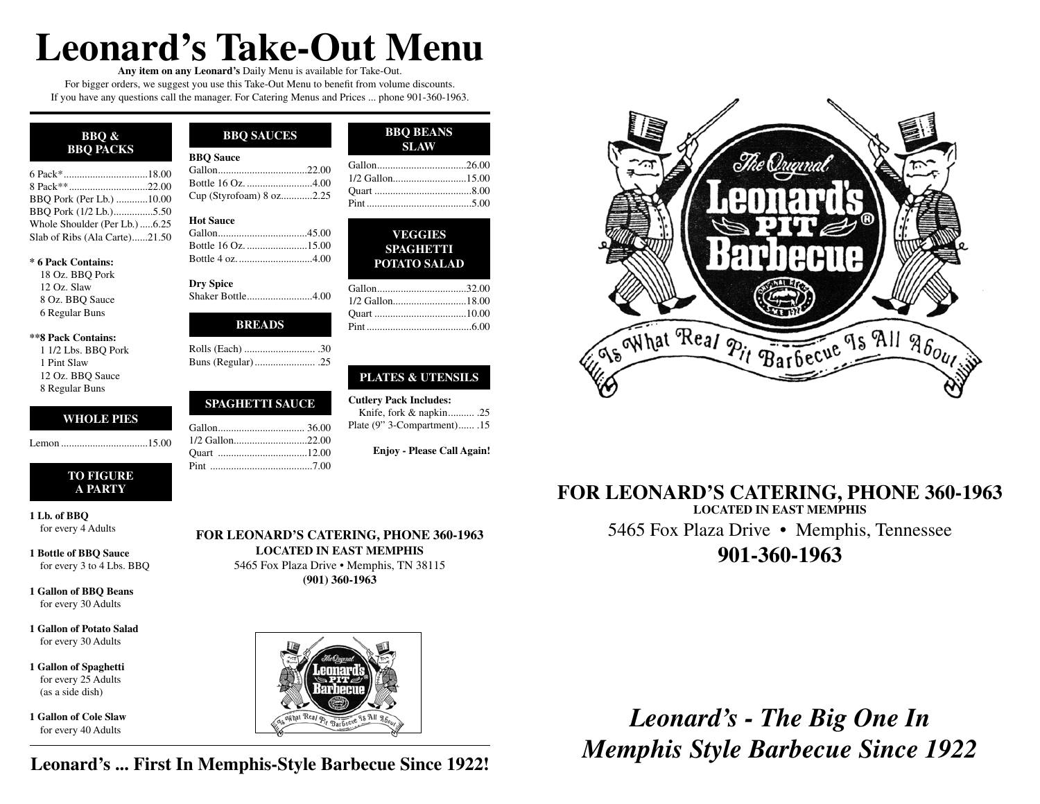# Leonard's Take-Out Menu

**Any item on any Leonard's** Daily Menu is available for Take-Out.
For bigger orders, we suggest you use this Take-Out Menu to benefit from volume discounts.
If you have any questions call the manager. For Catering Menus and Prices ... phone 901-360-1963.

## BBQ & BBQ PACKS

| Item | Price |
|---|---|
| 6 Pack* | 18.00 |
| 8 Pack** | 22.00 |
| BBQ Pork (Per Lb.) | 10.00 |
| BBQ Pork (1/2 Lb.) | 5.50 |
| Whole Shoulder (Per Lb.) | 6.25 |
| Slab of Ribs (Ala Carte) | 21.50 |

**\* 6 Pack Contains:**
- 18 Oz. BBQ Pork
- 12 Oz. Slaw
- 8 Oz. BBQ Sauce
- 6 Regular Buns

**\*\*8 Pack Contains:**
- 1 1/2 Lbs. BBQ Pork
- 1 Pint Slaw
- 12 Oz. BBQ Sauce
- 8 Regular Buns

## WHOLE PIES

| Item | Price |
|---|---|
| Lemon | 15.00 |

## TO FIGURE A PARTY

**1 Lb. of BBQ**
for every 4 Adults

**1 Bottle of BBQ Sauce**
for every 3 to 4 Lbs. BBQ

**1 Gallon of BBQ Beans**
for every 30 Adults

**1 Gallon of Potato Salad**
for every 30 Adults

**1 Gallon of Spaghetti**
for every 25 Adults
(as a side dish)

**1 Gallon of Cole Slaw**
for every 40 Adults

## BBQ SAUCES

**BBQ Sauce**

| Item | Price |
|---|---|
| Gallon | 22.00 |
| Bottle 16 Oz. | 4.00 |
| Cup (Styrofoam) 8 oz | 2.25 |

**Hot Sauce**

| Item | Price |
|---|---|
| Gallon | 45.00 |
| Bottle 16 Oz. | 15.00 |
| Bottle 4 oz. | 4.00 |

**Dry Spice**

| Item | Price |
|---|---|
| Shaker Bottle | 4.00 |

## BREADS

| Item | Price |
|---|---|
| Rolls (Each) | .30 |
| Buns (Regular) | .25 |

## SPAGHETTI SAUCE

| Item | Price |
|---|---|
| Gallon | 36.00 |
| 1/2 Gallon | 22.00 |
| Quart | 12.00 |
| Pint | 7.00 |

## BBQ BEANS SLAW

| Item | Price |
|---|---|
| Gallon | 26.00 |
| 1/2 Gallon | 15.00 |
| Quart | 8.00 |
| Pint | 5.00 |

## VEGGIES SPAGHETTI POTATO SALAD

| Item | Price |
|---|---|
| Gallon | 32.00 |
| 1/2 Gallon | 18.00 |
| Quart | 10.00 |
| Pint | 6.00 |

## PLATES & UTENSILS

**Cutlery Pack Includes:**

| Item | Price |
|---|---|
| Knife, fork & napkin | .25 |
| Plate (9" 3-Compartment) | .15 |

**Enjoy - Please Call Again!**

**FOR LEONARD'S CATERING, PHONE 360-1963**
**LOCATED IN EAST MEMPHIS**
5465 Fox Plaza Drive • Memphis, TN 38115
**(901) 360-1963**

The Original Leonard's Pit Barbecue
Is What Real Pit Barbecue Is All About

**Leonard's ... First In Memphis-Style Barbecue Since 1922!**

The Original Leonard's Pit Barbecue®
Is What Real Pit Barbecue Is All About

**FOR LEONARD'S CATERING, PHONE 360-1963**
**LOCATED IN EAST MEMPHIS**
5465 Fox Plaza Drive • Memphis, Tennessee
**901-360-1963**

***Leonard's - The Big One In Memphis Style Barbecue Since 1922***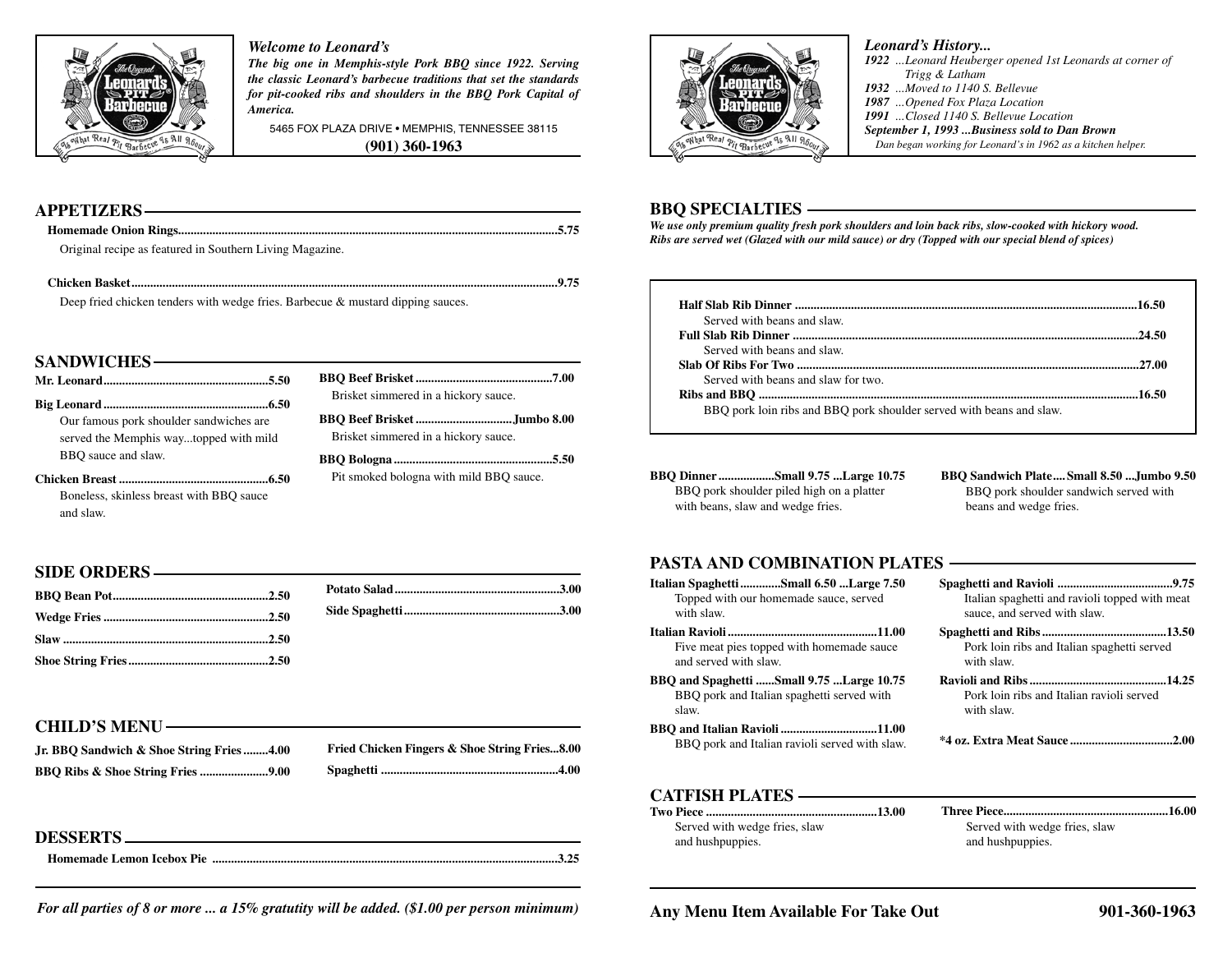## Welcome to Leonard's

***The big one in Memphis-style Pork BBQ since 1922. Serving the classic Leonard's barbecue traditions that set the standards for pit-cooked ribs and shoulders in the BBQ Pork Capital of America.***

5465 FOX PLAZA DRIVE • MEMPHIS, TENNESSEE 38115

**(901) 360-1963**

## APPETIZERS

**Homemade Onion Rings** ........ 5.75
Original recipe as featured in Southern Living Magazine.

**Chicken Basket** ........ 9.75
Deep fried chicken tenders with wedge fries. Barbecue & mustard dipping sauces.

## SANDWICHES

**Mr. Leonard** ........ 5.50

**Big Leonard** ........ 6.50
Our famous pork shoulder sandwiches are served the Memphis way...topped with mild BBQ sauce and slaw.

**Chicken Breast** ........ 6.50
Boneless, skinless breast with BBQ sauce and slaw.

**BBQ Beef Brisket** ........ 7.00
Brisket simmered in a hickory sauce.

**BBQ Beef Brisket** ........ Jumbo 8.00
Brisket simmered in a hickory sauce.

**BBQ Bologna** ........ 5.50
Pit smoked bologna with mild BBQ sauce.

## SIDE ORDERS

**BBQ Bean Pot** ........ 2.50

**Wedge Fries** ........ 2.50

**Slaw** ........ 2.50

**Shoe String Fries** ........ 2.50

**Potato Salad** ........ 3.00

**Side Spaghetti** ........ 3.00

## CHILD'S MENU

**Jr. BBQ Sandwich & Shoe String Fries** ........ 4.00

**BBQ Ribs & Shoe String Fries** ........ 9.00

**Fried Chicken Fingers & Shoe String Fries** ... 8.00

**Spaghetti** ........ 4.00

## DESSERTS

**Homemade Lemon Icebox Pie** ........ 3.25

*For all parties of 8 or more ... a 15% gratuity will be added. ($1.00 per person minimum)*

## Leonard's History...

*1922* *...Leonard Heuberger opened 1st Leonards at corner of Trigg & Latham*
*1932* *...Moved to 1140 S. Bellevue*
*1987* *...Opened Fox Plaza Location*
*1991* *...Closed 1140 S. Bellevue Location*
***September 1, 1993 ...Business sold to Dan Brown***
*Dan began working for Leonard's in 1962 as a kitchen helper.*

## BBQ SPECIALTIES

***We use only premium quality fresh pork shoulders and loin back ribs, slow-cooked with hickory wood. Ribs are served wet (Glazed with our mild sauce) or dry (Topped with our special blend of spices)***

**Half Slab Rib Dinner** ........ 16.50
Served with beans and slaw.

**Full Slab Rib Dinner** ........ 24.50
Served with beans and slaw.

**Slab Of Ribs For Two** ........ 27.00
Served with beans and slaw for two.

**Ribs and BBQ** ........ 16.50
BBQ pork loin ribs and BBQ pork shoulder served with beans and slaw.

**BBQ Dinner** ........ Small 9.75 ...Large 10.75
BBQ pork shoulder piled high on a platter with beans, slaw and wedge fries.

**BBQ Sandwich Plate** .... Small 8.50 ...Jumbo 9.50
BBQ pork shoulder sandwich served with beans and wedge fries.

## PASTA AND COMBINATION PLATES

**Italian Spaghetti** ........ Small 6.50 ...Large 7.50
Topped with our homemade sauce, served with slaw.

**Italian Ravioli** ........ 11.00
Five meat pies topped with homemade sauce and served with slaw.

**BBQ and Spaghetti** ...... Small 9.75 ...Large 10.75
BBQ pork and Italian spaghetti served with slaw.

**BBQ and Italian Ravioli** ........ 11.00
BBQ pork and Italian ravioli served with slaw.

**Spaghetti and Ravioli** ........ 9.75
Italian spaghetti and ravioli topped with meat sauce, and served with slaw.

**Spaghetti and Ribs** ........ 13.50
Pork loin ribs and Italian spaghetti served with slaw.

**Ravioli and Ribs** ........ 14.25
Pork loin ribs and Italian ravioli served with slaw.

**\*4 oz. Extra Meat Sauce** ........ 2.00

## CATFISH PLATES

**Two Piece** ........ 13.00
Served with wedge fries, slaw and hushpuppies.

**Three Piece** ........ 16.00
Served with wedge fries, slaw and hushpuppies.

**Any Menu Item Available For Take Out** **901-360-1963**